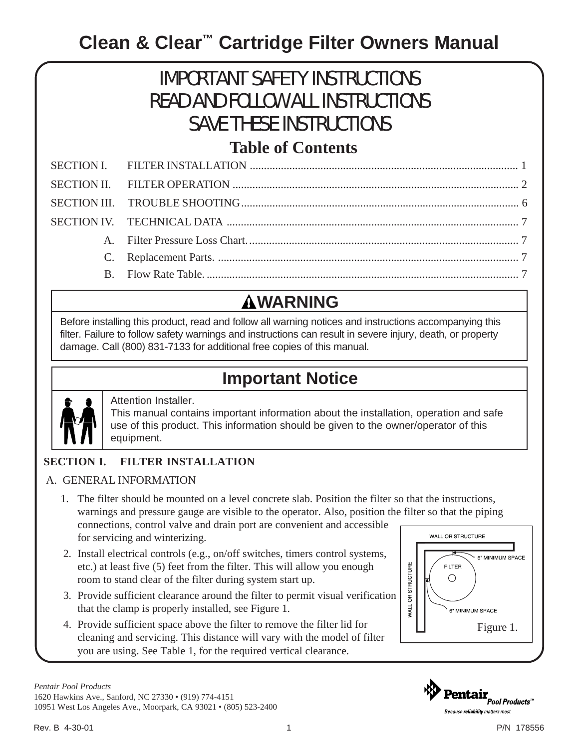# Clean & Clear™ Cartridge Filter Owners Manual

## IMPORTANT SAFETY INSTRUCTIONS
## READ AND FOLLOW ALL INSTRUCTIONS
## SAVE THESE INSTRUCTIONS

### Table of Contents

| | | |
|---|---|---|
| SECTION I. | FILTER INSTALLATION | 1 |
| SECTION II. | FILTER OPERATION | 2 |
| SECTION III. | TROUBLE SHOOTING | 6 |
| SECTION IV. | TECHNICAL DATA | 7 |
| A. | Filter Pressure Loss Chart. | 7 |
| C. | Replacement Parts. | 7 |
| B. | Flow Rate Table. | 7 |

**⚠WARNING**

Before installing this product, read and follow all warning notices and instructions accompanying this filter. Failure to follow safety warnings and instructions can result in severe injury, death, or property damage. Call (800) 831-7133 for additional free copies of this manual.

**Important Notice**

Attention Installer.
This manual contains important information about the installation, operation and safe use of this product. This information should be given to the owner/operator of this equipment.

## SECTION I. FILTER INSTALLATION

### A. GENERAL INFORMATION

1. The filter should be mounted on a level concrete slab. Position the filter so that the instructions, warnings and pressure gauge are visible to the operator. Also, position the filter so that the piping connections, control valve and drain port are convenient and accessible for servicing and winterizing.
2. Install electrical controls (e.g., on/off switches, timers control systems, etc.) at least five (5) feet from the filter. This will allow you enough room to stand clear of the filter during system start up.
3. Provide sufficient clearance around the filter to permit visual verification that the clamp is properly installed, see Figure 1.
4. Provide sufficient space above the filter to remove the filter lid for cleaning and servicing. This distance will vary with the model of filter you are using. See Table 1, for the required vertical clearance.

WALL OR STRUCTURE
6" MINIMUM SPACE
FILTER
WALL OR STRUCTURE
6" MINIMUM SPACE

Figure 1.

*Pentair Pool Products*
1620 Hawkins Ave., Sanford, NC 27330 • (919) 774-4151
10951 West Los Angeles Ave., Moorpark, CA 93021 • (805) 523-2400

Rev. B 4-30-01

P/N 178556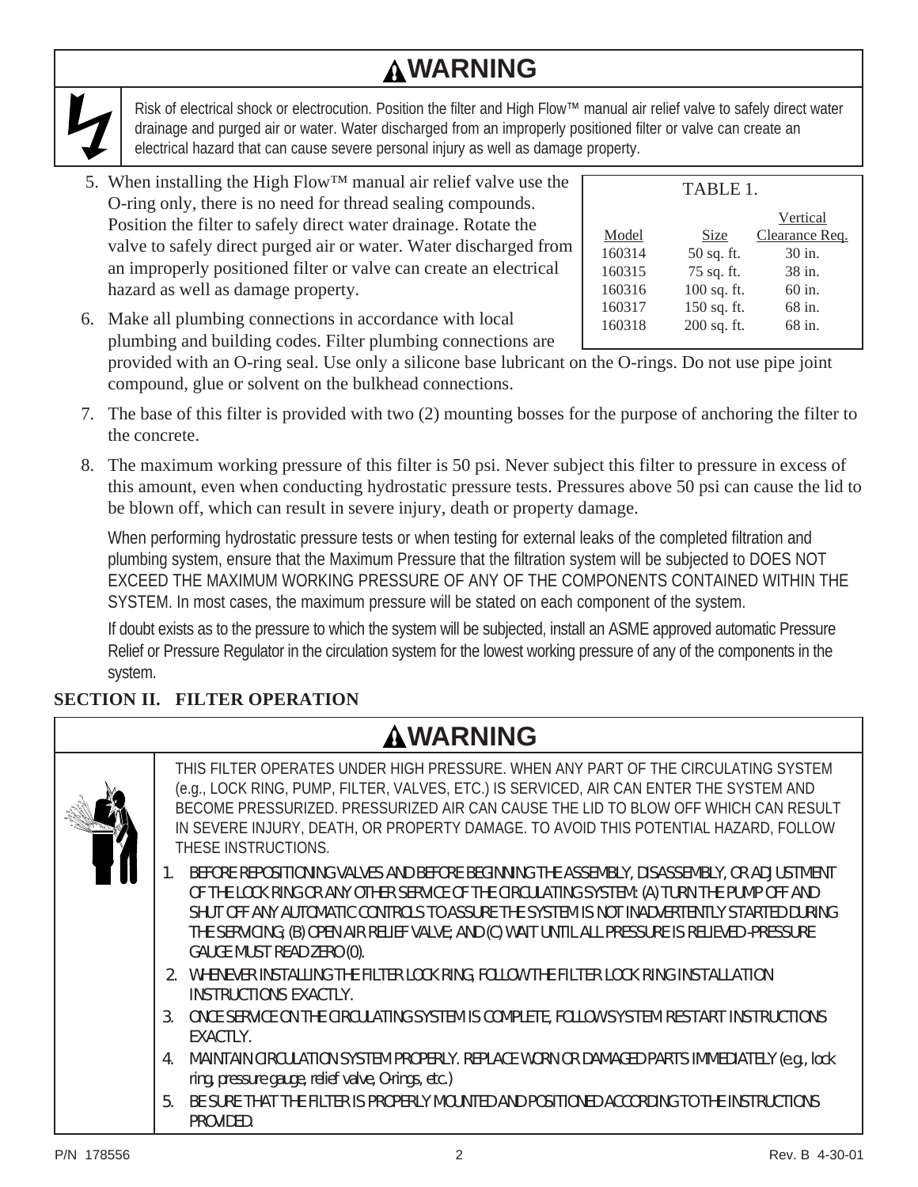## ⚠WARNING

Risk of electrical shock or electrocution. Position the filter and High Flow™ manual air relief valve to safely direct water drainage and purged air or water. Water discharged from an improperly positioned filter or valve can create an electrical hazard that can cause severe personal injury as well as damage property.

5. When installing the High Flow™ manual air relief valve use the O-ring only, there is no need for thread sealing compounds. Position the filter to safely direct water drainage. Rotate the valve to safely direct purged air or water. Water discharged from an improperly positioned filter or valve can create an electrical hazard as well as damage property.

6. Make all plumbing connections in accordance with local plumbing and building codes. Filter plumbing connections are provided with an O-ring seal. Use only a silicone base lubricant on the O-rings. Do not use pipe joint compound, glue or solvent on the bulkhead connections.

TABLE 1.

| Model | Size | Vertical Clearance Req. |
|---|---|---|
| 160314 | 50 sq. ft. | 30 in. |
| 160315 | 75 sq. ft. | 38 in. |
| 160316 | 100 sq. ft. | 60 in. |
| 160317 | 150 sq. ft. | 68 in. |
| 160318 | 200 sq. ft. | 68 in. |

7. The base of this filter is provided with two (2) mounting bosses for the purpose of anchoring the filter to the concrete.

8. The maximum working pressure of this filter is 50 psi. Never subject this filter to pressure in excess of this amount, even when conducting hydrostatic pressure tests. Pressures above 50 psi can cause the lid to be blown off, which can result in severe injury, death or property damage.

   When performing hydrostatic pressure tests or when testing for external leaks of the completed filtration and plumbing system, ensure that the Maximum Pressure that the filtration system will be subjected to DOES NOT EXCEED THE MAXIMUM WORKING PRESSURE OF ANY OF THE COMPONENTS CONTAINED WITHIN THE SYSTEM. In most cases, the maximum pressure will be stated on each component of the system.

   If doubt exists as to the pressure to which the system will be subjected, install an ASME approved automatic Pressure Relief or Pressure Regulator in the circulation system for the lowest working pressure of any of the components in the system.

## SECTION II. FILTER OPERATION

## ⚠WARNING

THIS FILTER OPERATES UNDER HIGH PRESSURE. WHEN ANY PART OF THE CIRCULATING SYSTEM (e.g., LOCK RING, PUMP, FILTER, VALVES, ETC.) IS SERVICED, AIR CAN ENTER THE SYSTEM AND BECOME PRESSURIZED. PRESSURIZED AIR CAN CAUSE THE LID TO BLOW OFF WHICH CAN RESULT IN SEVERE INJURY, DEATH, OR PROPERTY DAMAGE. TO AVOID THIS POTENTIAL HAZARD, FOLLOW THESE INSTRUCTIONS.

1. BEFORE REPOSITIONING VALVES AND BEFORE BEGINNING THE ASSEMBLY, DISASSEMBLY, OR ADJUSTMENT OF THE LOCK RING OR ANY OTHER SERVICE OF THE CIRCULATING SYSTEM: (A) TURN THE PUMP OFF AND SHUT OFF ANY AUTOMATIC CONTROLS TO ASSURE THE SYSTEM IS NOT INADVERTENTLY STARTED DURING THE SERVICING; (B) OPEN AIR RELIEF VALVE; AND (C) WAIT UNTIL ALL PRESSURE IS RELIEVED-PRESSURE GAUGE MUST READ ZERO (0).
2. WHENEVER INSTALLING THE FILTER LOCK RING, FOLLOW THE FILTER LOCK RING INSTALLATION INSTRUCTIONS EXACTLY.
3. ONCE SERVICE ON THE CIRCULATING SYSTEM IS COMPLETE, FOLLOW SYSTEM RESTART INSTRUCTIONS EXACTLY.
4. MAINTAIN CIRCULATION SYSTEM PROPERLY. REPLACE WORN OR DAMAGED PARTS IMMEDIATELY (e.g., lock ring, pressure gauge, relief valve, O-rings, etc.)
5. BE SURE THAT THE FILTER IS PROPERLY MOUNTED AND POSITIONED ACCORDING TO THE INSTRUCTIONS PROVIDED.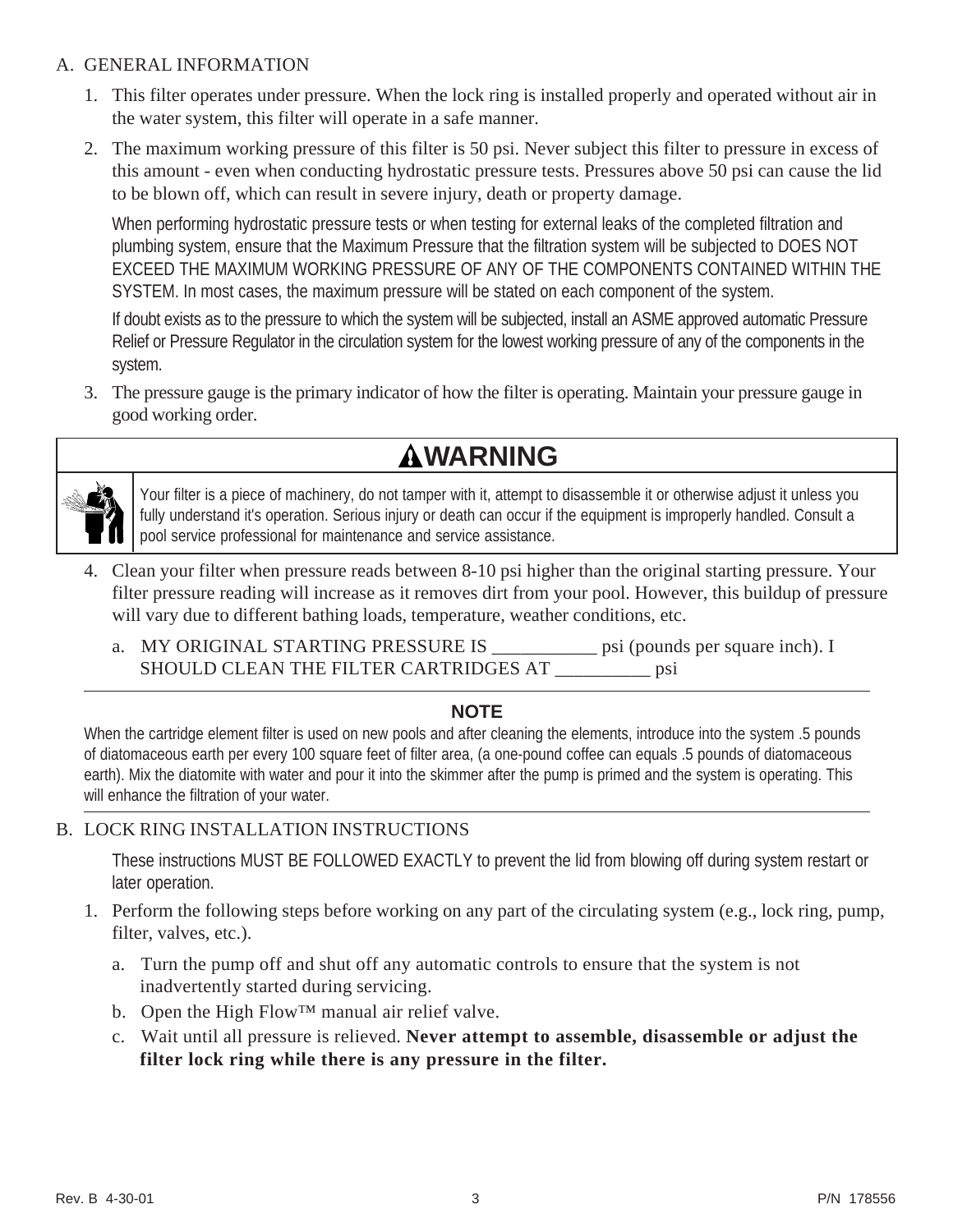## A. GENERAL INFORMATION

1. This filter operates under pressure. When the lock ring is installed properly and operated without air in the water system, this filter will operate in a safe manner.
2. The maximum working pressure of this filter is 50 psi. Never subject this filter to pressure in excess of this amount - even when conducting hydrostatic pressure tests. Pressures above 50 psi can cause the lid to be blown off, which can result in severe injury, death or property damage.

   When performing hydrostatic pressure tests or when testing for external leaks of the completed filtration and plumbing system, ensure that the Maximum Pressure that the filtration system will be subjected to DOES NOT EXCEED THE MAXIMUM WORKING PRESSURE OF ANY OF THE COMPONENTS CONTAINED WITHIN THE SYSTEM. In most cases, the maximum pressure will be stated on each component of the system.

   If doubt exists as to the pressure to which the system will be subjected, install an ASME approved automatic Pressure Relief or Pressure Regulator in the circulation system for the lowest working pressure of any of the components in the system.
3. The pressure gauge is the primary indicator of how the filter is operating. Maintain your pressure gauge in good working order.

**WARNING**

Your filter is a piece of machinery, do not tamper with it, attempt to disassemble it or otherwise adjust it unless you fully understand it's operation. Serious injury or death can occur if the equipment is improperly handled. Consult a pool service professional for maintenance and service assistance.

4. Clean your filter when pressure reads between 8-10 psi higher than the original starting pressure. Your filter pressure reading will increase as it removes dirt from your pool. However, this buildup of pressure will vary due to different bathing loads, temperature, weather conditions, etc.
   a. MY ORIGINAL STARTING PRESSURE IS ___________ psi (pounds per square inch). I SHOULD CLEAN THE FILTER CARTRIDGES AT __________ psi

**NOTE**

When the cartridge element filter is used on new pools and after cleaning the elements, introduce into the system .5 pounds of diatomaceous earth per every 100 square feet of filter area, (a one-pound coffee can equals .5 pounds of diatomaceous earth). Mix the diatomite with water and pour it into the skimmer after the pump is primed and the system is operating. This will enhance the filtration of your water.

## B. LOCK RING INSTALLATION INSTRUCTIONS

These instructions MUST BE FOLLOWED EXACTLY to prevent the lid from blowing off during system restart or later operation.

1. Perform the following steps before working on any part of the circulating system (e.g., lock ring, pump, filter, valves, etc.).
   a. Turn the pump off and shut off any automatic controls to ensure that the system is not inadvertently started during servicing.
   b. Open the High Flow™ manual air relief valve.
   c. Wait until all pressure is relieved. **Never attempt to assemble, disassemble or adjust the filter lock ring while there is any pressure in the filter.**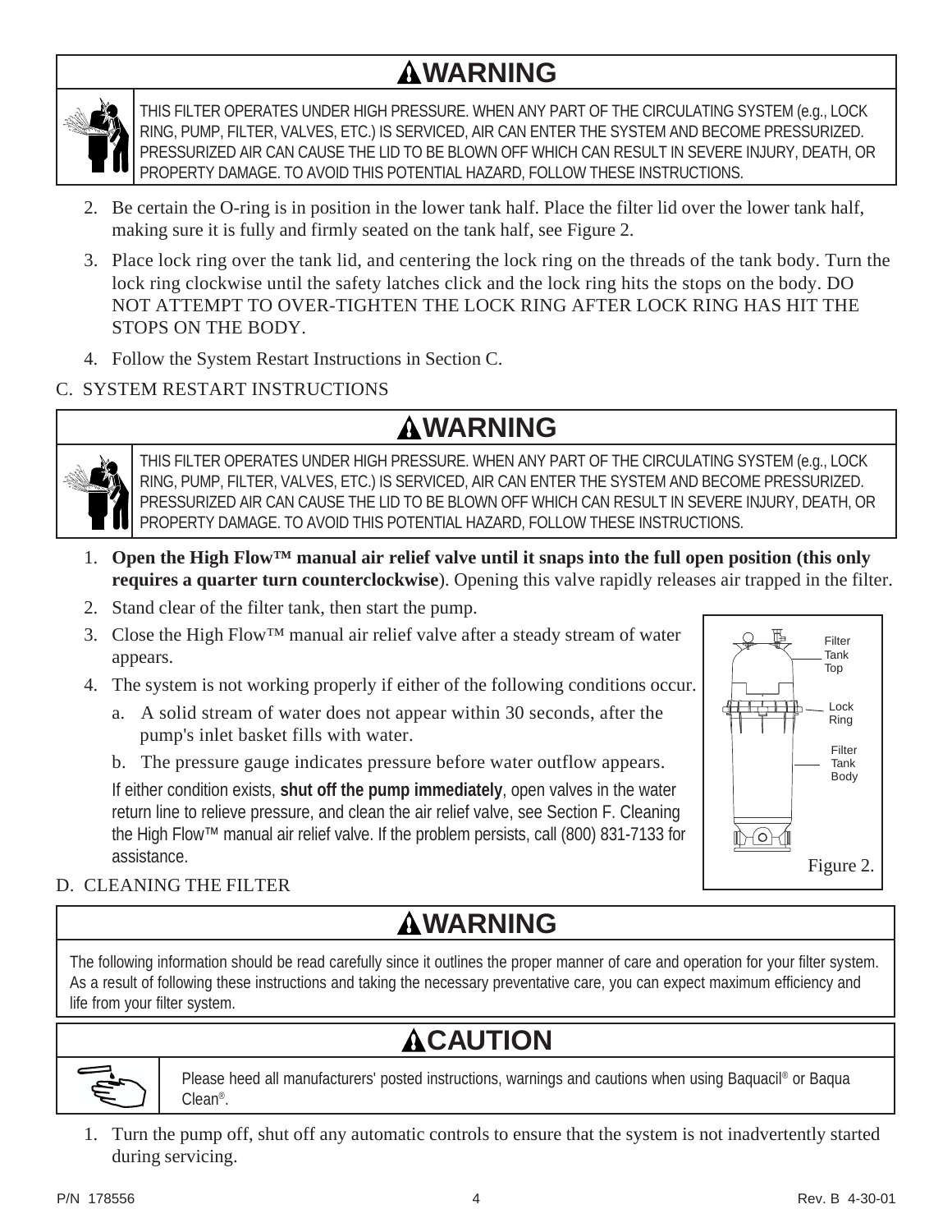## ⚠WARNING

THIS FILTER OPERATES UNDER HIGH PRESSURE. WHEN ANY PART OF THE CIRCULATING SYSTEM (e.g., LOCK RING, PUMP, FILTER, VALVES, ETC.) IS SERVICED, AIR CAN ENTER THE SYSTEM AND BECOME PRESSURIZED. PRESSURIZED AIR CAN CAUSE THE LID TO BE BLOWN OFF WHICH CAN RESULT IN SEVERE INJURY, DEATH, OR PROPERTY DAMAGE. TO AVOID THIS POTENTIAL HAZARD, FOLLOW THESE INSTRUCTIONS.

2. Be certain the O-ring is in position in the lower tank half. Place the filter lid over the lower tank half, making sure it is fully and firmly seated on the tank half, see Figure 2.
3. Place lock ring over the tank lid, and centering the lock ring on the threads of the tank body. Turn the lock ring clockwise until the safety latches click and the lock ring hits the stops on the body. DO NOT ATTEMPT TO OVER-TIGHTEN THE LOCK RING AFTER LOCK RING HAS HIT THE STOPS ON THE BODY.
4. Follow the System Restart Instructions in Section C.

## C. SYSTEM RESTART INSTRUCTIONS

## ⚠WARNING

THIS FILTER OPERATES UNDER HIGH PRESSURE. WHEN ANY PART OF THE CIRCULATING SYSTEM (e.g., LOCK RING, PUMP, FILTER, VALVES, ETC.) IS SERVICED, AIR CAN ENTER THE SYSTEM AND BECOME PRESSURIZED. PRESSURIZED AIR CAN CAUSE THE LID TO BE BLOWN OFF WHICH CAN RESULT IN SEVERE INJURY, DEATH, OR PROPERTY DAMAGE. TO AVOID THIS POTENTIAL HAZARD, FOLLOW THESE INSTRUCTIONS.

1. **Open the High Flow™ manual air relief valve until it snaps into the full open position (this only requires a quarter turn counterclockwise**). Opening this valve rapidly releases air trapped in the filter.
2. Stand clear of the filter tank, then start the pump.
3. Close the High Flow™ manual air relief valve after a steady stream of water appears.
4. The system is not working properly if either of the following conditions occur.
   a. A solid stream of water does not appear within 30 seconds, after the pump's inlet basket fills with water.
   b. The pressure gauge indicates pressure before water outflow appears.

   If either condition exists, **shut off the pump immediately**, open valves in the water return line to relieve pressure, and clean the air relief valve, see Section F. Cleaning the High Flow™ manual air relief valve. If the problem persists, call (800) 831-7133 for assistance.

Filter Tank Top

Lock Ring

Filter Tank Body

Figure 2.

## D. CLEANING THE FILTER

## ⚠WARNING

The following information should be read carefully since it outlines the proper manner of care and operation for your filter system. As a result of following these instructions and taking the necessary preventative care, you can expect maximum efficiency and life from your filter system.

## ⚠CAUTION

Please heed all manufacturers' posted instructions, warnings and cautions when using Baquacil® or Baqua Clean®.

1. Turn the pump off, shut off any automatic controls to ensure that the system is not inadvertently started during servicing.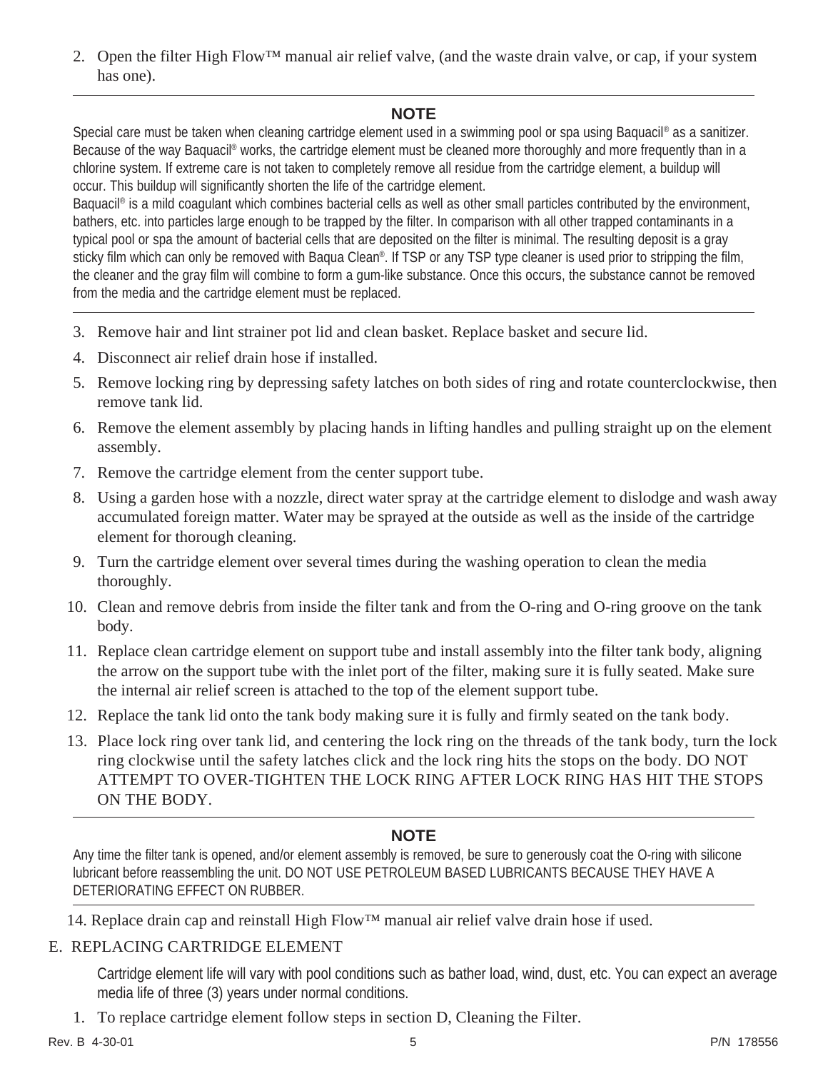2. Open the filter High Flow™ manual air relief valve, (and the waste drain valve, or cap, if your system has one).

---

**NOTE**

Special care must be taken when cleaning cartridge element used in a swimming pool or spa using Baquacil® as a sanitizer. Because of the way Baquacil® works, the cartridge element must be cleaned more thoroughly and more frequently than in a chlorine system. If extreme care is not taken to completely remove all residue from the cartridge element, a buildup will occur. This buildup will significantly shorten the life of the cartridge element.

Baquacil® is a mild coagulant which combines bacterial cells as well as other small particles contributed by the environment, bathers, etc. into particles large enough to be trapped by the filter. In comparison with all other trapped contaminants in a typical pool or spa the amount of bacterial cells that are deposited on the filter is minimal. The resulting deposit is a gray sticky film which can only be removed with Baqua Clean®. If TSP or any TSP type cleaner is used prior to stripping the film, the cleaner and the gray film will combine to form a gum-like substance. Once this occurs, the substance cannot be removed from the media and the cartridge element must be replaced.

---

3. Remove hair and lint strainer pot lid and clean basket. Replace basket and secure lid.
4. Disconnect air relief drain hose if installed.
5. Remove locking ring by depressing safety latches on both sides of ring and rotate counterclockwise, then remove tank lid.
6. Remove the element assembly by placing hands in lifting handles and pulling straight up on the element assembly.
7. Remove the cartridge element from the center support tube.
8. Using a garden hose with a nozzle, direct water spray at the cartridge element to dislodge and wash away accumulated foreign matter. Water may be sprayed at the outside as well as the inside of the cartridge element for thorough cleaning.
9. Turn the cartridge element over several times during the washing operation to clean the media thoroughly.
10. Clean and remove debris from inside the filter tank and from the O-ring and O-ring groove on the tank body.
11. Replace clean cartridge element on support tube and install assembly into the filter tank body, aligning the arrow on the support tube with the inlet port of the filter, making sure it is fully seated. Make sure the internal air relief screen is attached to the top of the element support tube.
12. Replace the tank lid onto the tank body making sure it is fully and firmly seated on the tank body.
13. Place lock ring over tank lid, and centering the lock ring on the threads of the tank body, turn the lock ring clockwise until the safety latches click and the lock ring hits the stops on the body. DO NOT ATTEMPT TO OVER-TIGHTEN THE LOCK RING AFTER LOCK RING HAS HIT THE STOPS ON THE BODY.

---

**NOTE**

Any time the filter tank is opened, and/or element assembly is removed, be sure to generously coat the O-ring with silicone lubricant before reassembling the unit. DO NOT USE PETROLEUM BASED LUBRICANTS BECAUSE THEY HAVE A DETERIORATING EFFECT ON RUBBER.

---

14. Replace drain cap and reinstall High Flow™ manual air relief valve drain hose if used.

## E. REPLACING CARTRIDGE ELEMENT

Cartridge element life will vary with pool conditions such as bather load, wind, dust, etc. You can expect an average media life of three (3) years under normal conditions.

1. To replace cartridge element follow steps in section D, Cleaning the Filter.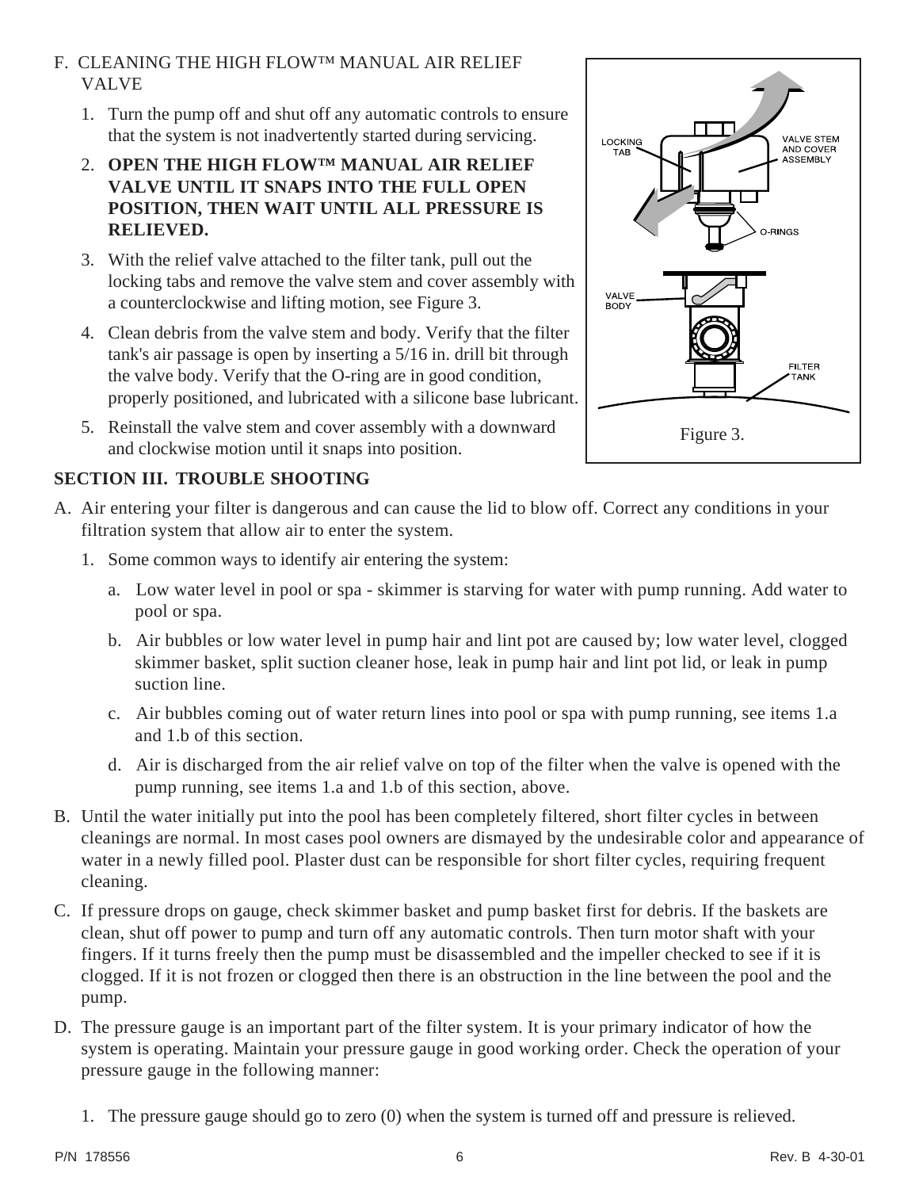F. CLEANING THE HIGH FLOW™ MANUAL AIR RELIEF VALVE

1. Turn the pump off and shut off any automatic controls to ensure that the system is not inadvertently started during servicing.
2. **OPEN THE HIGH FLOW™ MANUAL AIR RELIEF VALVE UNTIL IT SNAPS INTO THE FULL OPEN POSITION, THEN WAIT UNTIL ALL PRESSURE IS RELIEVED.**
3. With the relief valve attached to the filter tank, pull out the locking tabs and remove the valve stem and cover assembly with a counterclockwise and lifting motion, see Figure 3.
4. Clean debris from the valve stem and body. Verify that the filter tank's air passage is open by inserting a 5/16 in. drill bit through the valve body. Verify that the O-ring are in good condition, properly positioned, and lubricated with a silicone base lubricant.
5. Reinstall the valve stem and cover assembly with a downward and clockwise motion until it snaps into position.

LOCKING TAB

VALVE STEM AND COVER ASSEMBLY

O-RINGS

VALVE BODY

FILTER TANK

Figure 3.

## SECTION III. TROUBLE SHOOTING

A. Air entering your filter is dangerous and can cause the lid to blow off. Correct any conditions in your filtration system that allow air to enter the system.

1. Some common ways to identify air entering the system:
   a. Low water level in pool or spa - skimmer is starving for water with pump running. Add water to pool or spa.
   b. Air bubbles or low water level in pump hair and lint pot are caused by; low water level, clogged skimmer basket, split suction cleaner hose, leak in pump hair and lint pot lid, or leak in pump suction line.
   c. Air bubbles coming out of water return lines into pool or spa with pump running, see items 1.a and 1.b of this section.
   d. Air is discharged from the air relief valve on top of the filter when the valve is opened with the pump running, see items 1.a and 1.b of this section, above.

B. Until the water initially put into the pool has been completely filtered, short filter cycles in between cleanings are normal. In most cases pool owners are dismayed by the undesirable color and appearance of water in a newly filled pool. Plaster dust can be responsible for short filter cycles, requiring frequent cleaning.

C. If pressure drops on gauge, check skimmer basket and pump basket first for debris. If the baskets are clean, shut off power to pump and turn off any automatic controls. Then turn motor shaft with your fingers. If it turns freely then the pump must be disassembled and the impeller checked to see if it is clogged. If it is not frozen or clogged then there is an obstruction in the line between the pool and the pump.

D. The pressure gauge is an important part of the filter system. It is your primary indicator of how the system is operating. Maintain your pressure gauge in good working order. Check the operation of your pressure gauge in the following manner:

1. The pressure gauge should go to zero (0) when the system is turned off and pressure is relieved.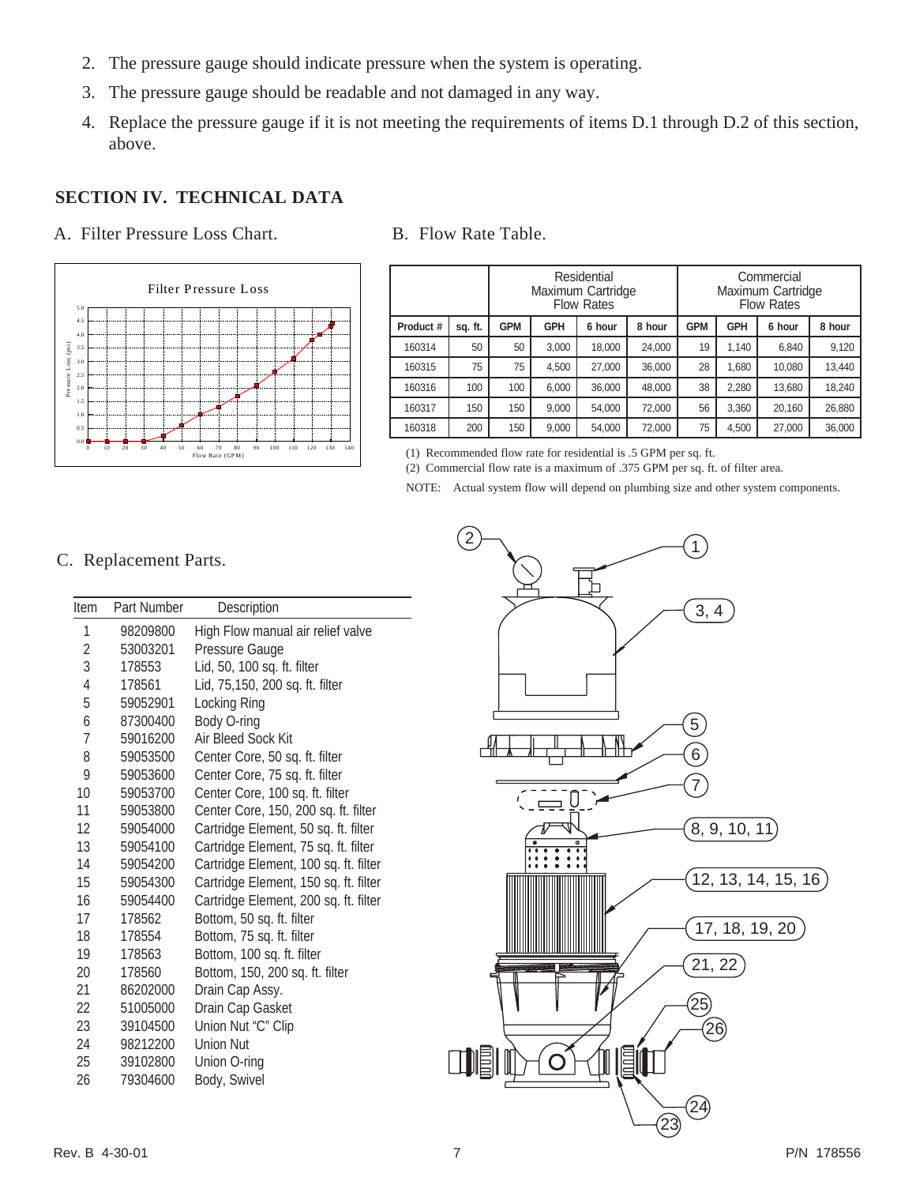2. The pressure gauge should indicate pressure when the system is operating.
3. The pressure gauge should be readable and not damaged in any way.
4. Replace the pressure gauge if it is not meeting the requirements of items D.1 through D.2 of this section, above.

## SECTION IV. TECHNICAL DATA

A. Filter Pressure Loss Chart.

B. Flow Rate Table.

| Product # | sq. ft. | Residential Maximum Cartridge Flow Rates | | | | Commercial Maximum Cartridge Flow Rates | | | |
|---|---|---|---|---|---|---|---|---|---|
| | | GPM | GPH | 6 hour | 8 hour | GPM | GPH | 6 hour | 8 hour |
| 160314 | 50 | 50 | 3,000 | 18,000 | 24,000 | 19 | 1,140 | 6,840 | 9,120 |
| 160315 | 75 | 75 | 4,500 | 27,000 | 36,000 | 28 | 1,680 | 10,080 | 13,440 |
| 160316 | 100 | 100 | 6,000 | 36,000 | 48,000 | 38 | 2,280 | 13,680 | 18,240 |
| 160317 | 150 | 150 | 9,000 | 54,000 | 72,000 | 56 | 3,360 | 20,160 | 26,880 |
| 160318 | 200 | 150 | 9,000 | 54,000 | 72,000 | 75 | 4,500 | 27,000 | 36,000 |

(1) Recommended flow rate for residential is .5 GPM per sq. ft.

(2) Commercial flow rate is a maximum of .375 GPM per sq. ft. of filter area.

NOTE: Actual system flow will depend on plumbing size and other system components.

C. Replacement Parts.

| Item | Part Number | Description |
|---|---|---|
| 1 | 98209800 | High Flow manual air relief valve |
| 2 | 53003201 | Pressure Gauge |
| 3 | 178553 | Lid, 50, 100 sq. ft. filter |
| 4 | 178561 | Lid, 75,150, 200 sq. ft. filter |
| 5 | 59052901 | Locking Ring |
| 6 | 87300400 | Body O-ring |
| 7 | 59016200 | Air Bleed Sock Kit |
| 8 | 59053500 | Center Core, 50 sq. ft. filter |
| 9 | 59053600 | Center Core, 75 sq. ft. filter |
| 10 | 59053700 | Center Core, 100 sq. ft. filter |
| 11 | 59053800 | Center Core, 150, 200 sq. ft. filter |
| 12 | 59054000 | Cartridge Element, 50 sq. ft. filter |
| 13 | 59054100 | Cartridge Element, 75 sq. ft. filter |
| 14 | 59054200 | Cartridge Element, 100 sq. ft. filter |
| 15 | 59054300 | Cartridge Element, 150 sq. ft. filter |
| 16 | 59054400 | Cartridge Element, 200 sq. ft. filter |
| 17 | 178562 | Bottom, 50 sq. ft. filter |
| 18 | 178554 | Bottom, 75 sq. ft. filter |
| 19 | 178563 | Bottom, 100 sq. ft. filter |
| 20 | 178560 | Bottom, 150, 200 sq. ft. filter |
| 21 | 86202000 | Drain Cap Assy. |
| 22 | 51005000 | Drain Cap Gasket |
| 23 | 39104500 | Union Nut "C" Clip |
| 24 | 98212200 | Union Nut |
| 25 | 39102800 | Union O-ring |
| 26 | 79304600 | Body, Swivel |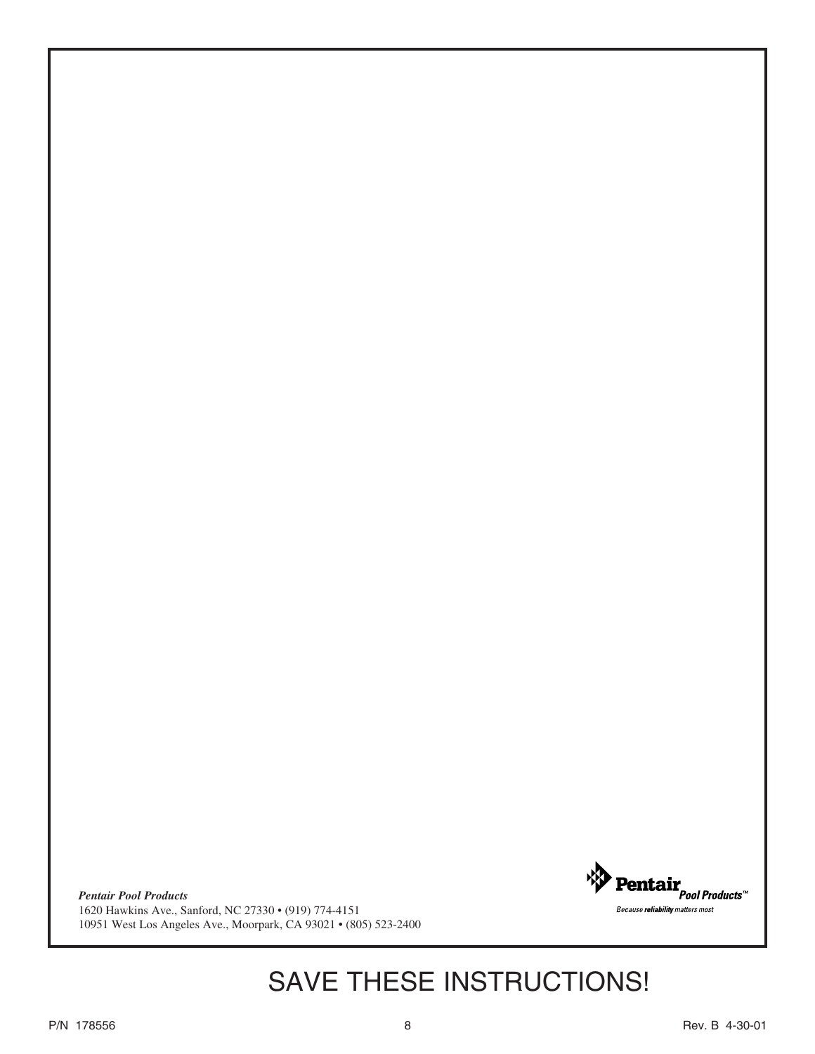***Pentair Pool Products***
1620 Hawkins Ave., Sanford, NC 27330 • (919) 774-4151
10951 West Los Angeles Ave., Moorpark, CA 93021 • (805) 523-2400

**Pentair** *Pool Products*™
*Because **reliability** matters most*

# SAVE THESE INSTRUCTIONS!

P/N 178556

Rev. B 4-30-01